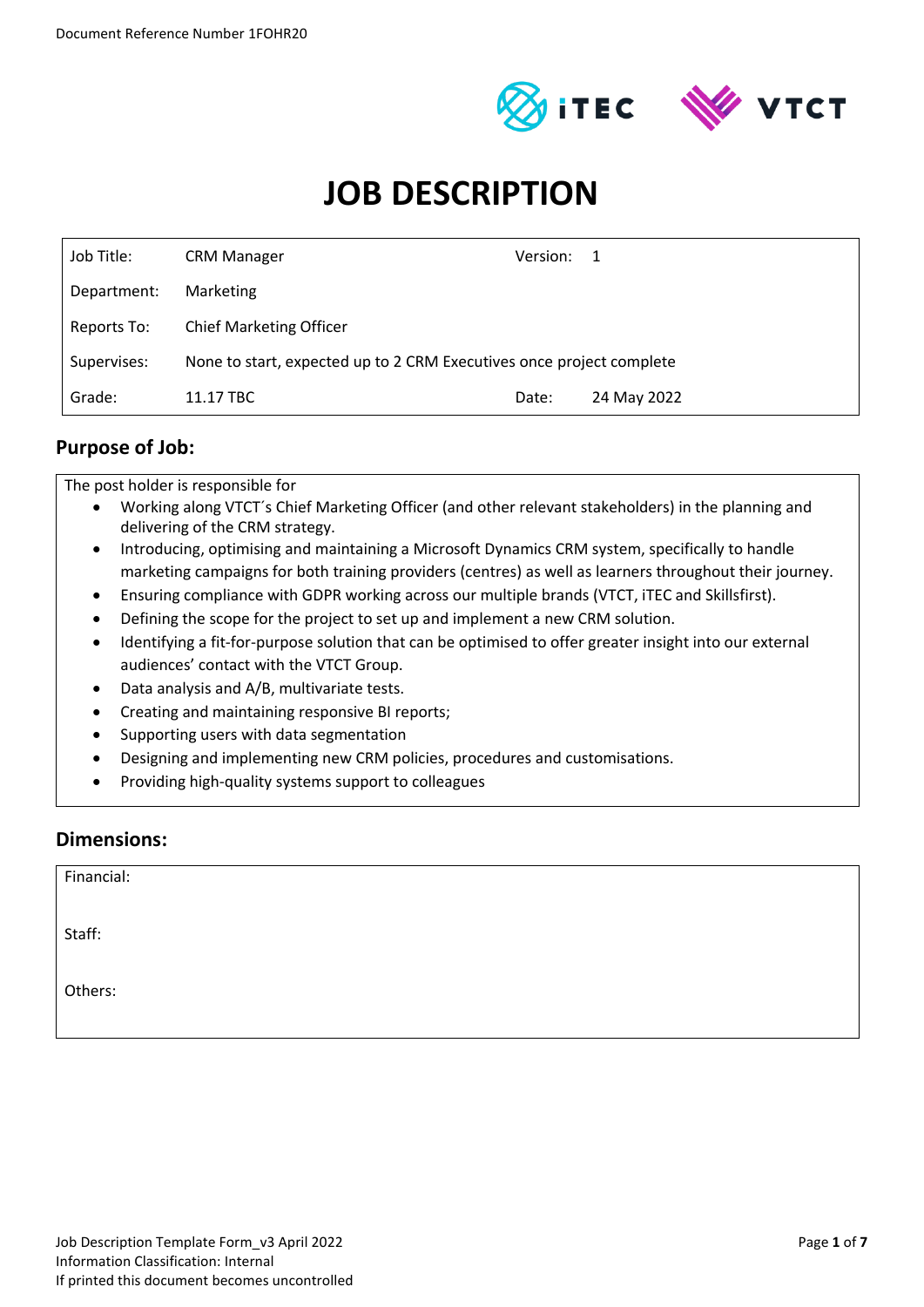Document Reference Number 1FOHR20

# JOB DESCRIPTION

| | | | |
|---|---|---|---|
| Job Title: | CRM Manager | Version: | 1 |
| Department: | Marketing | | |
| Reports To: | Chief Marketing Officer | | |
| Supervises: | None to start, expected up to 2 CRM Executives once project complete | | |
| Grade: | 11.17 TBC | Date: | 24 May 2022 |

## Purpose of Job:

The post holder is responsible for

- Working along VTCT´s Chief Marketing Officer (and other relevant stakeholders) in the planning and delivering of the CRM strategy.
- Introducing, optimising and maintaining a Microsoft Dynamics CRM system, specifically to handle marketing campaigns for both training providers (centres) as well as learners throughout their journey.
- Ensuring compliance with GDPR working across our multiple brands (VTCT, iTEC and Skillsfirst).
- Defining the scope for the project to set up and implement a new CRM solution.
- Identifying a fit-for-purpose solution that can be optimised to offer greater insight into our external audiences' contact with the VTCT Group.
- Data analysis and A/B, multivariate tests.
- Creating and maintaining responsive BI reports;
- Supporting users with data segmentation
- Designing and implementing new CRM policies, procedures and customisations.
- Providing high-quality systems support to colleagues

## Dimensions:

Financial:

Staff:

Others:

Job Description Template Form_v3 April 2022
Information Classification: Internal
If printed this document becomes uncontrolled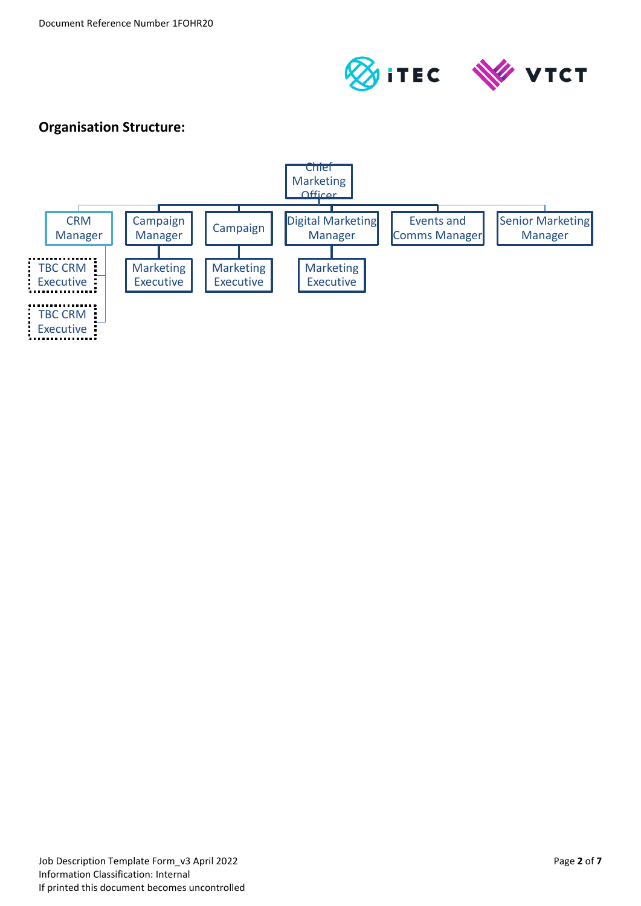## Organisation Structure:

- Chief Marketing Officer
  - CRM Manager
    - TBC CRM Executive
    - TBC CRM Executive
  - Campaign Manager
    - Marketing Executive
  - Campaign
    - Marketing Executive
  - Digital Marketing Manager
    - Marketing Executive
  - Events and Comms Manager
  - Senior Marketing Manager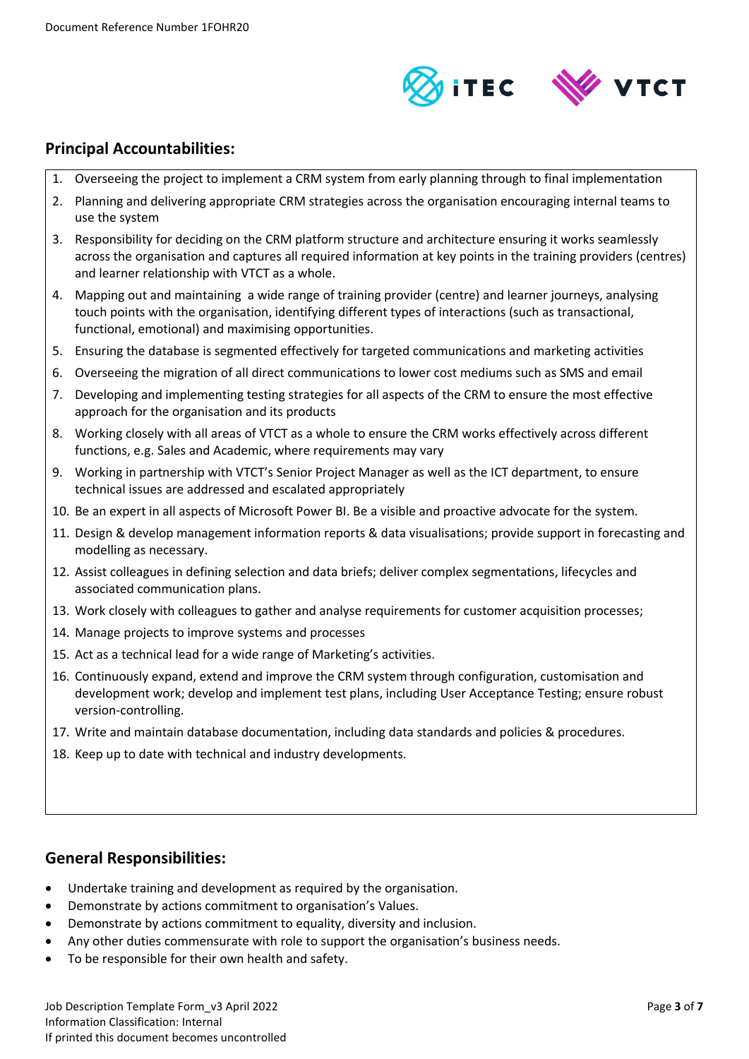## Principal Accountabilities:

1. Overseeing the project to implement a CRM system from early planning through to final implementation
2. Planning and delivering appropriate CRM strategies across the organisation encouraging internal teams to use the system
3. Responsibility for deciding on the CRM platform structure and architecture ensuring it works seamlessly across the organisation and captures all required information at key points in the training providers (centres) and learner relationship with VTCT as a whole.
4. Mapping out and maintaining a wide range of training provider (centre) and learner journeys, analysing touch points with the organisation, identifying different types of interactions (such as transactional, functional, emotional) and maximising opportunities.
5. Ensuring the database is segmented effectively for targeted communications and marketing activities
6. Overseeing the migration of all direct communications to lower cost mediums such as SMS and email
7. Developing and implementing testing strategies for all aspects of the CRM to ensure the most effective approach for the organisation and its products
8. Working closely with all areas of VTCT as a whole to ensure the CRM works effectively across different functions, e.g. Sales and Academic, where requirements may vary
9. Working in partnership with VTCT's Senior Project Manager as well as the ICT department, to ensure technical issues are addressed and escalated appropriately
10. Be an expert in all aspects of Microsoft Power BI. Be a visible and proactive advocate for the system.
11. Design & develop management information reports & data visualisations; provide support in forecasting and modelling as necessary.
12. Assist colleagues in defining selection and data briefs; deliver complex segmentations, lifecycles and associated communication plans.
13. Work closely with colleagues to gather and analyse requirements for customer acquisition processes;
14. Manage projects to improve systems and processes
15. Act as a technical lead for a wide range of Marketing's activities.
16. Continuously expand, extend and improve the CRM system through configuration, customisation and development work; develop and implement test plans, including User Acceptance Testing; ensure robust version-controlling.
17. Write and maintain database documentation, including data standards and policies & procedures.
18. Keep up to date with technical and industry developments.

## General Responsibilities:

- Undertake training and development as required by the organisation.
- Demonstrate by actions commitment to organisation's Values.
- Demonstrate by actions commitment to equality, diversity and inclusion.
- Any other duties commensurate with role to support the organisation's business needs.
- To be responsible for their own health and safety.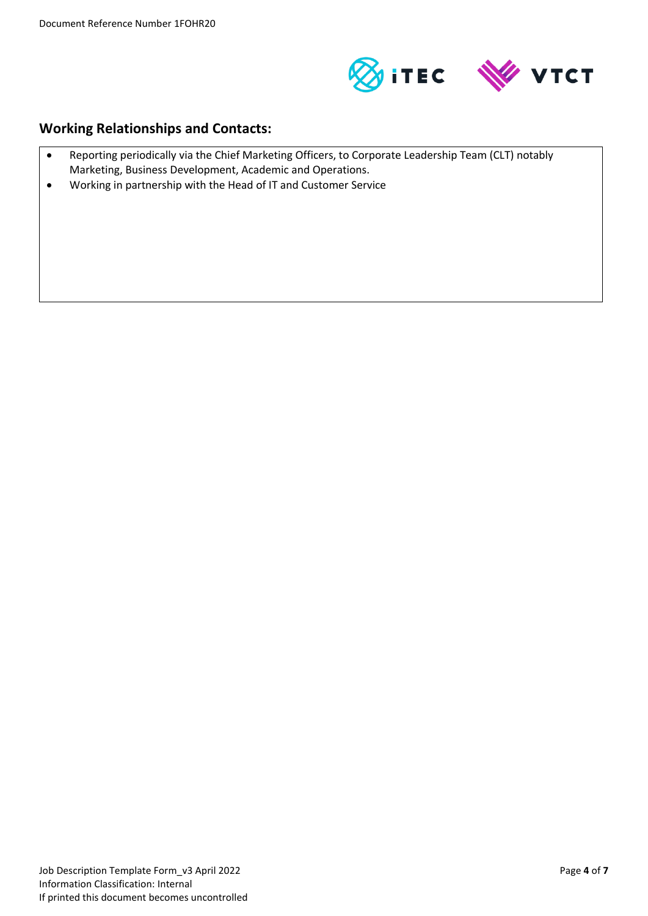## Working Relationships and Contacts:

- Reporting periodically via the Chief Marketing Officers, to Corporate Leadership Team (CLT) notably Marketing, Business Development, Academic and Operations.
- Working in partnership with the Head of IT and Customer Service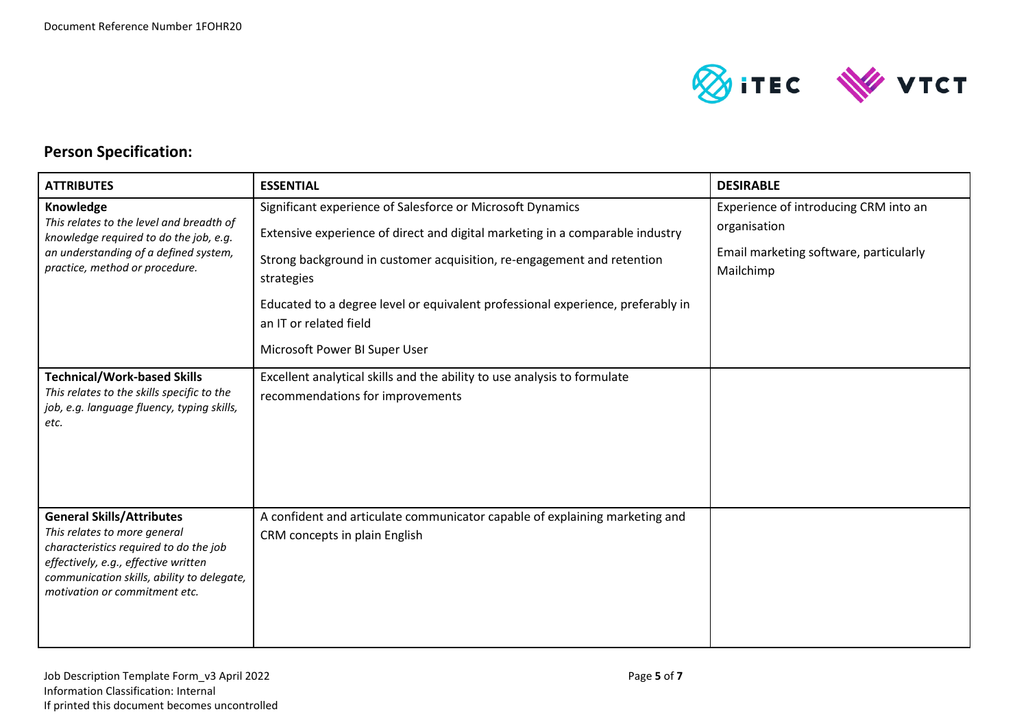## Person Specification:

| ATTRIBUTES | ESSENTIAL | DESIRABLE |
|---|---|---|
| **Knowledge**<br>*This relates to the level and breadth of knowledge required to do the job, e.g. an understanding of a defined system, practice, method or procedure.* | Significant experience of Salesforce or Microsoft Dynamics<br><br>Extensive experience of direct and digital marketing in a comparable industry<br><br>Strong background in customer acquisition, re-engagement and retention strategies<br><br>Educated to a degree level or equivalent professional experience, preferably in an IT or related field<br><br>Microsoft Power BI Super User | Experience of introducing CRM into an organisation<br><br>Email marketing software, particularly Mailchimp |
| **Technical/Work-based Skills**<br>*This relates to the skills specific to the job, e.g. language fluency, typing skills, etc.* | Excellent analytical skills and the ability to use analysis to formulate recommendations for improvements | |
| **General Skills/Attributes**<br>*This relates to more general characteristics required to do the job effectively, e.g., effective written communication skills, ability to delegate, motivation or commitment etc.* | A confident and articulate communicator capable of explaining marketing and CRM concepts in plain English | |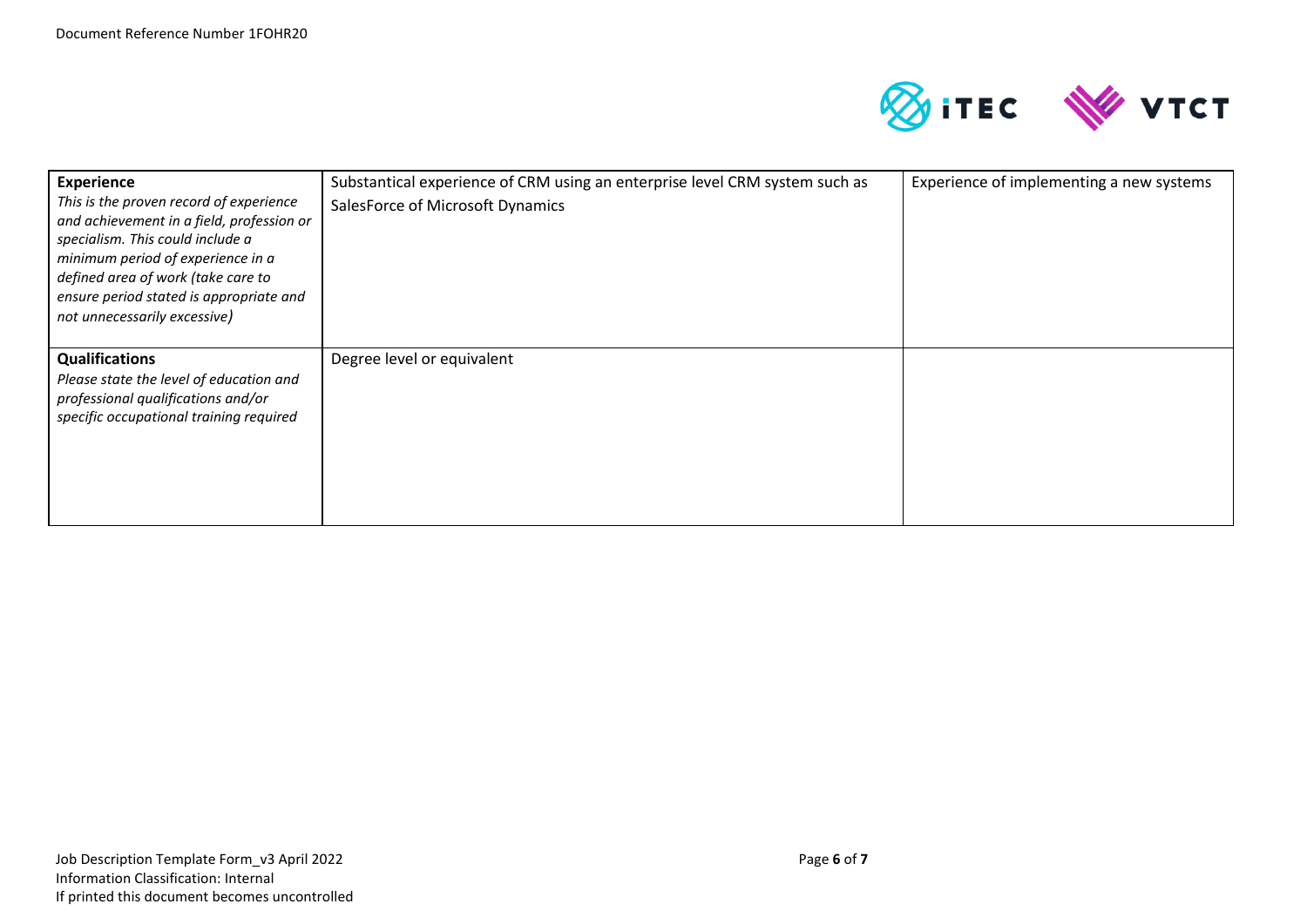| | | |
|---|---|---|
| **Experience**<br>*This is the proven record of experience and achievement in a field, profession or specialism. This could include a minimum period of experience in a defined area of work (take care to ensure period stated is appropriate and not unnecessarily excessive)* | Substantical experience of CRM using an enterprise level CRM system such as SalesForce of Microsoft Dynamics | Experience of implementing a new systems |
| **Qualifications**<br>*Please state the level of education and professional qualifications and/or specific occupational training required* | Degree level or equivalent | |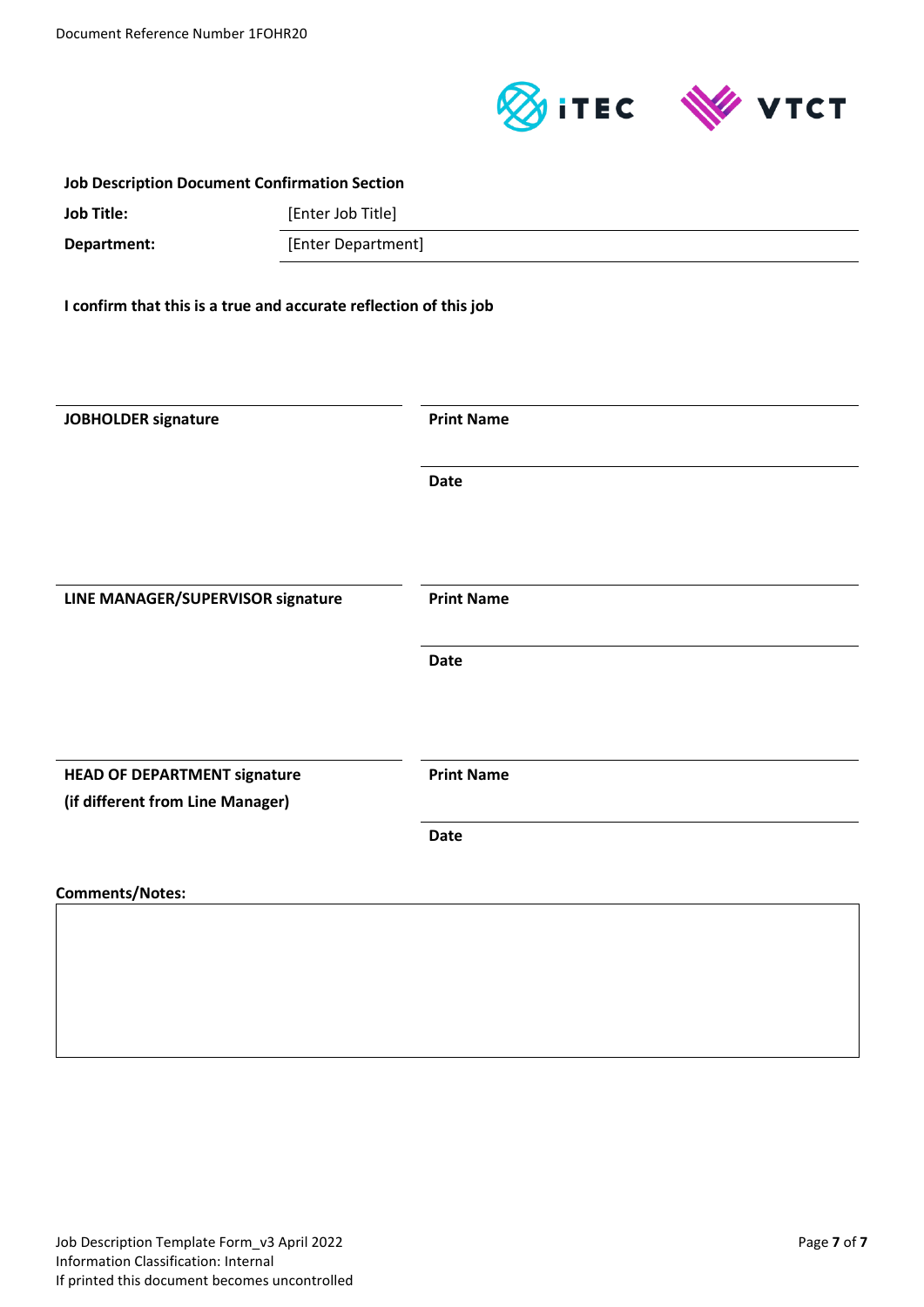**Job Description Document Confirmation Section**

| | |
|---|---|
| **Job Title:** | [Enter Job Title] |
| **Department:** | [Enter Department] |

**I confirm that this is a true and accurate reflection of this job**

| | |
|---|---|
| **JOBHOLDER signature** | **Print Name** |
| | **Date** |
| **LINE MANAGER/SUPERVISOR signature** | **Print Name** |
| | **Date** |
| **HEAD OF DEPARTMENT signature (if different from Line Manager)** | **Print Name** |
| | **Date** |

**Comments/Notes:**